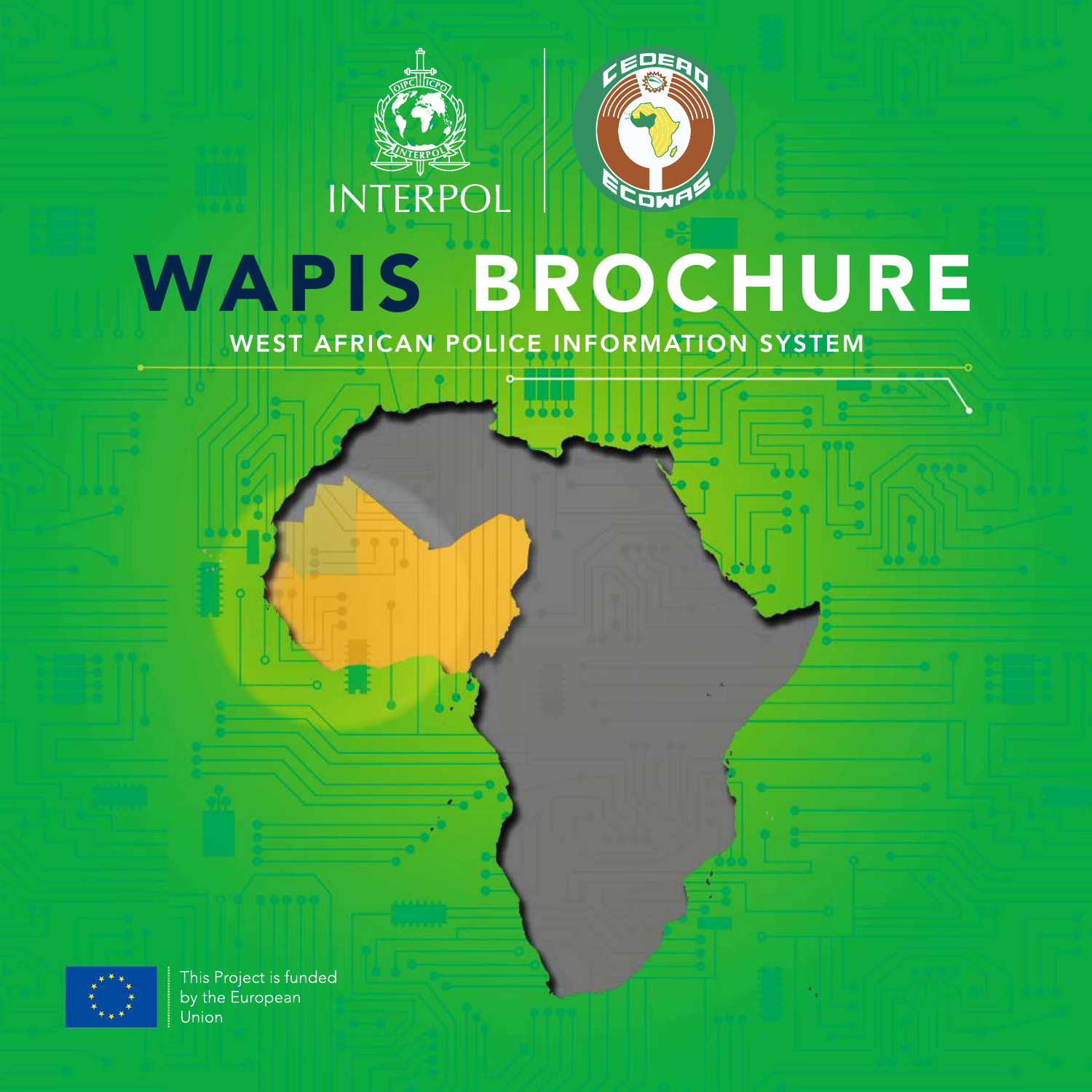INTERPOL

# WAPIS BROCHURE

## WEST AFRICAN POLICE INFORMATION SYSTEM

This Project is funded by the European Union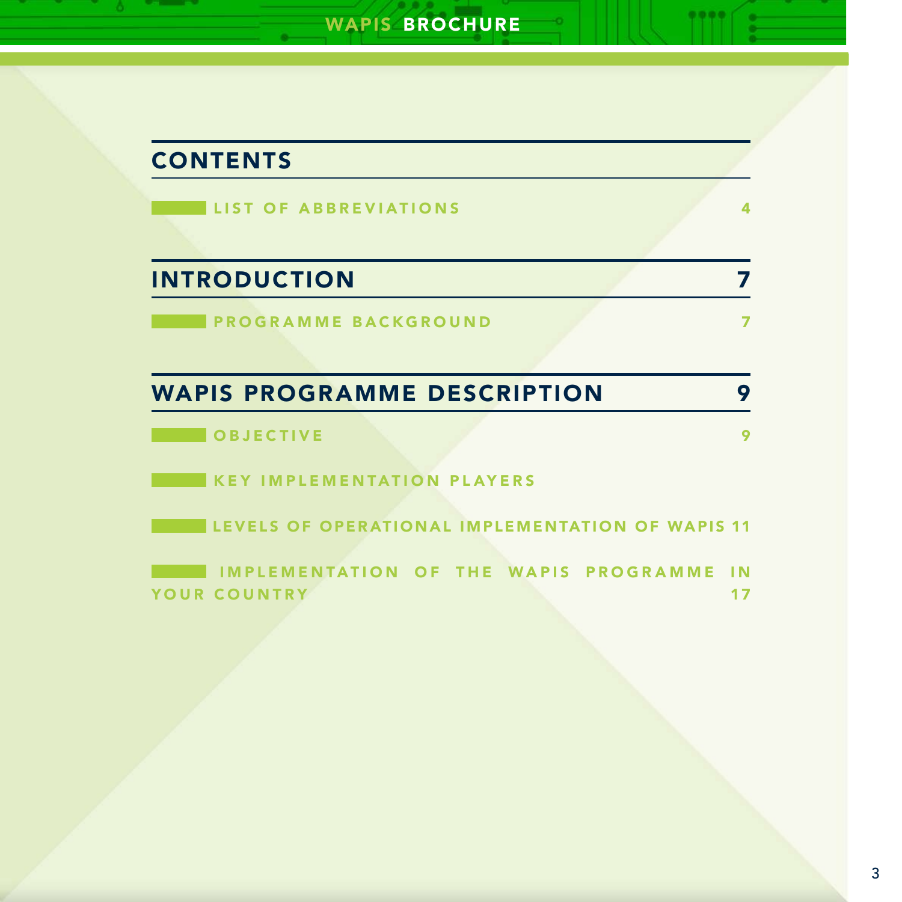## CONTENTS

LIST OF ABBREVIATIONS 4

## INTRODUCTION 7

PROGRAMME BACKGROUND 7

## WAPIS PROGRAMME DESCRIPTION 9

OBJECTIVE 9

KEY IMPLEMENTATION PLAYERS

LEVELS OF OPERATIONAL IMPLEMENTATION OF WAPIS 11

IMPLEMENTATION OF THE WAPIS PROGRAMME IN YOUR COUNTRY 17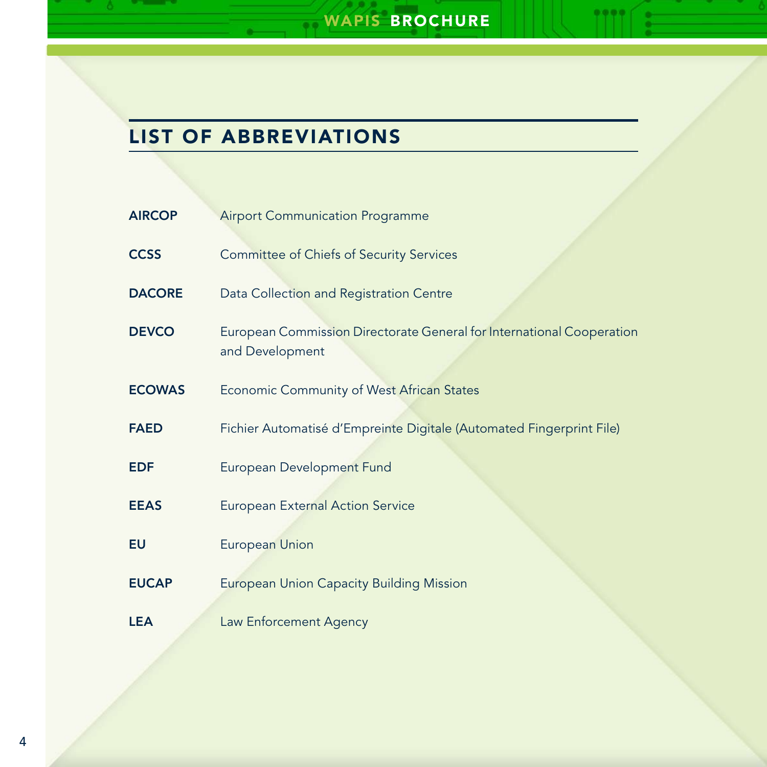## LIST OF ABBREVIATIONS

| | |
|---|---|
| **AIRCOP** | Airport Communication Programme |
| **CCSS** | Committee of Chiefs of Security Services |
| **DACORE** | Data Collection and Registration Centre |
| **DEVCO** | European Commission Directorate General for International Cooperation and Development |
| **ECOWAS** | Economic Community of West African States |
| **FAED** | Fichier Automatisé d'Empreinte Digitale (Automated Fingerprint File) |
| **EDF** | European Development Fund |
| **EEAS** | European External Action Service |
| **EU** | European Union |
| **EUCAP** | European Union Capacity Building Mission |
| **LEA** | Law Enforcement Agency |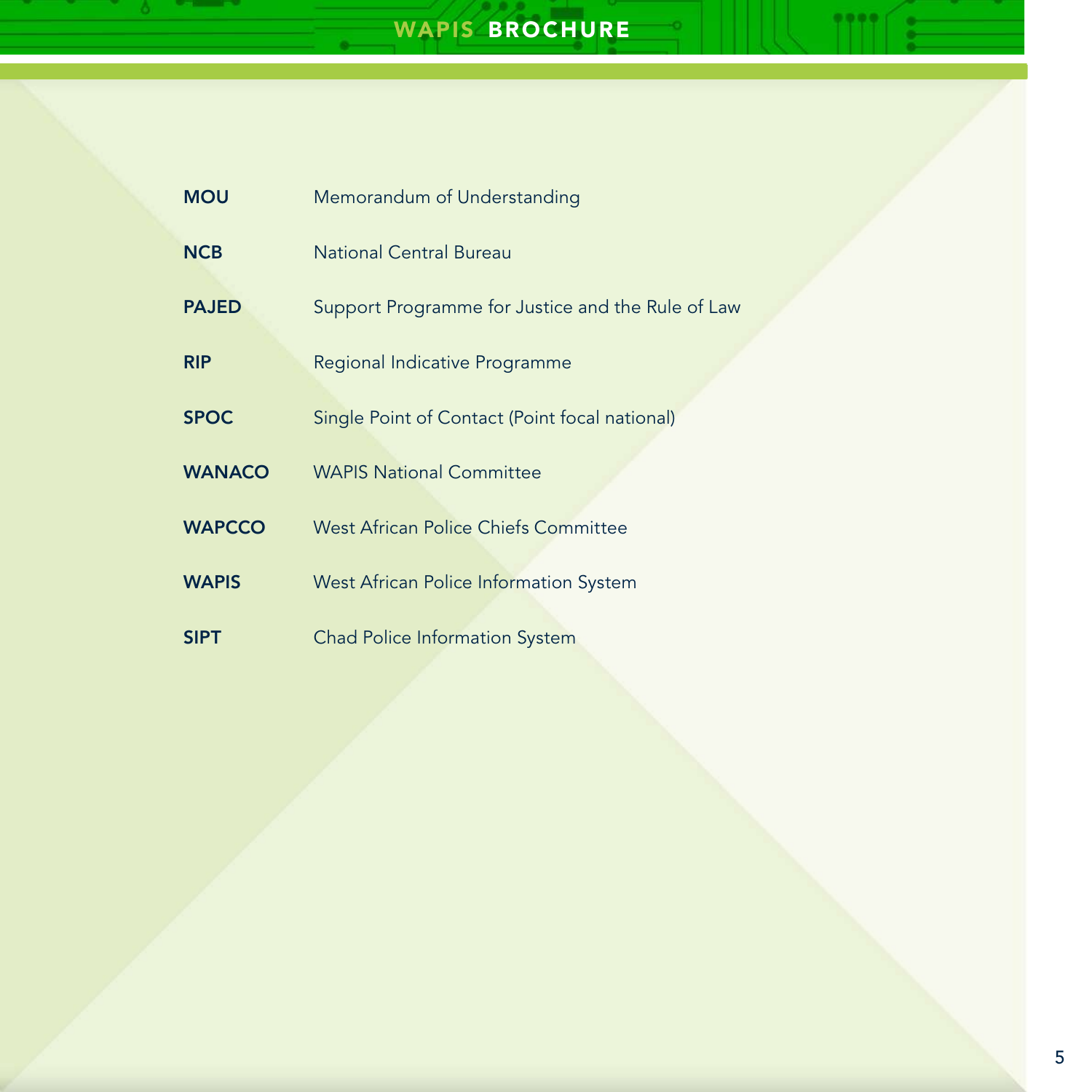| | |
|---|---|
| **MOU** | Memorandum of Understanding |
| **NCB** | National Central Bureau |
| **PAJED** | Support Programme for Justice and the Rule of Law |
| **RIP** | Regional Indicative Programme |
| **SPOC** | Single Point of Contact (Point focal national) |
| **WANACO** | WAPIS National Committee |
| **WAPCCO** | West African Police Chiefs Committee |
| **WAPIS** | West African Police Information System |
| **SIPT** | Chad Police Information System |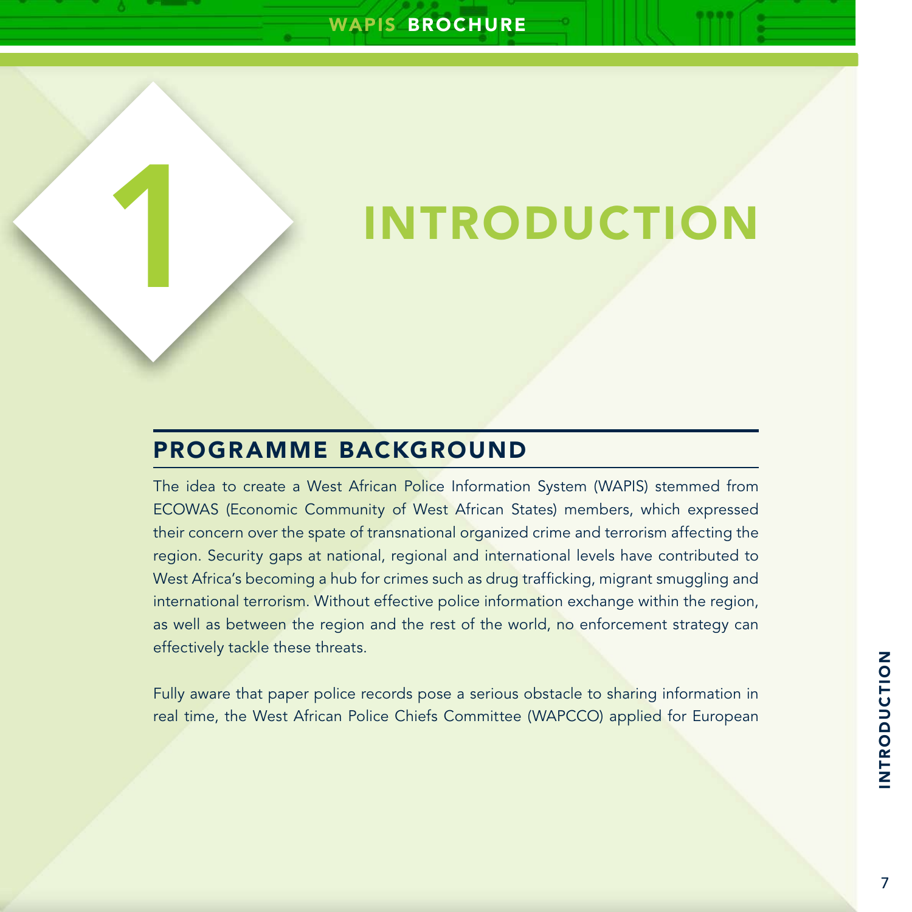# 1 INTRODUCTION

## PROGRAMME BACKGROUND

The idea to create a West African Police Information System (WAPIS) stemmed from ECOWAS (Economic Community of West African States) members, which expressed their concern over the spate of transnational organized crime and terrorism affecting the region. Security gaps at national, regional and international levels have contributed to West Africa's becoming a hub for crimes such as drug trafficking, migrant smuggling and international terrorism. Without effective police information exchange within the region, as well as between the region and the rest of the world, no enforcement strategy can effectively tackle these threats.

Fully aware that paper police records pose a serious obstacle to sharing information in real time, the West African Police Chiefs Committee (WAPCCO) applied for European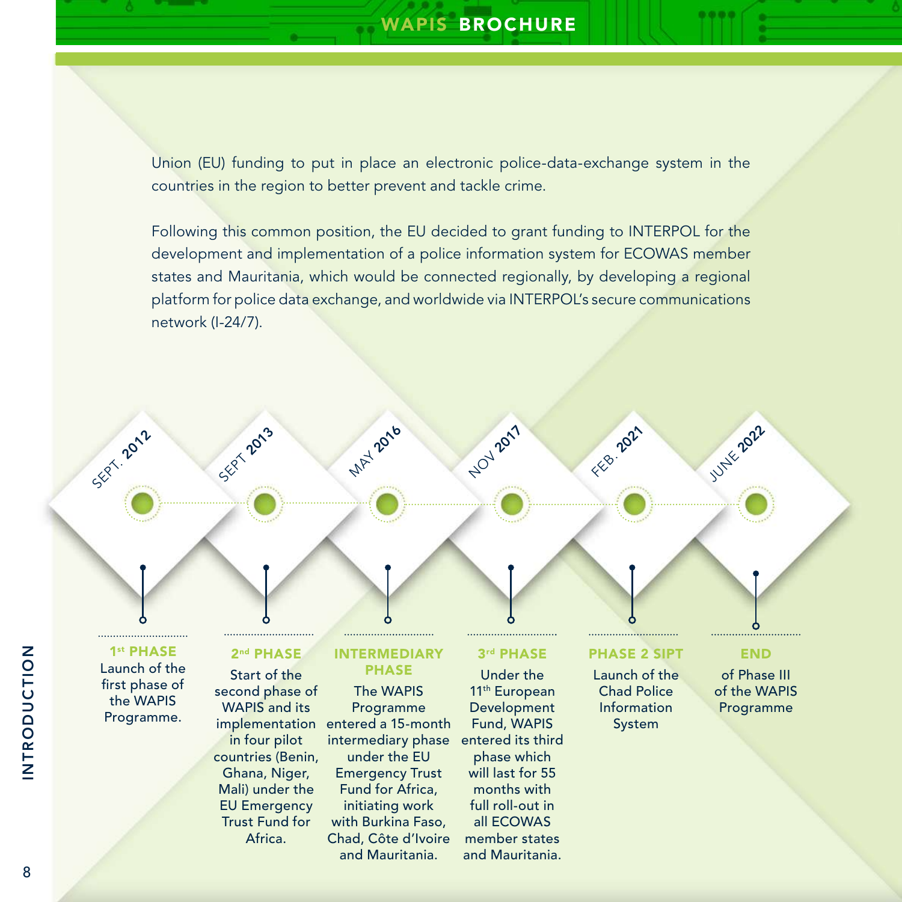Union (EU) funding to put in place an electronic police-data-exchange system in the countries in the region to better prevent and tackle crime.

Following this common position, the EU decided to grant funding to INTERPOL for the development and implementation of a police information system for ECOWAS member states and Mauritania, which would be connected regionally, by developing a regional platform for police data exchange, and worldwide via INTERPOL's secure communications network (I-24/7).

**SEPT. 2012**

**1st PHASE**
Launch of the first phase of the WAPIS Programme.

**SEPT 2013**

**2nd PHASE**
Start of the second phase of WAPIS and its implementation in four pilot countries (Benin, Ghana, Niger, Mali) under the EU Emergency Trust Fund for Africa.

**MAY 2016**

**INTERMEDIARY PHASE**
The WAPIS Programme entered a 15-month intermediary phase under the EU Emergency Trust Fund for Africa, initiating work with Burkina Faso, Chad, Côte d'Ivoire and Mauritania.

**NOV 2017**

**3rd PHASE**
Under the 11th European Development Fund, WAPIS entered its third phase which will last for 55 months with full roll-out in all ECOWAS member states and Mauritania.

**FEB. 2021**

**PHASE 2 SIPT**
Launch of the Chad Police Information System

**JUNE 2022**

**END**
of Phase III of the WAPIS Programme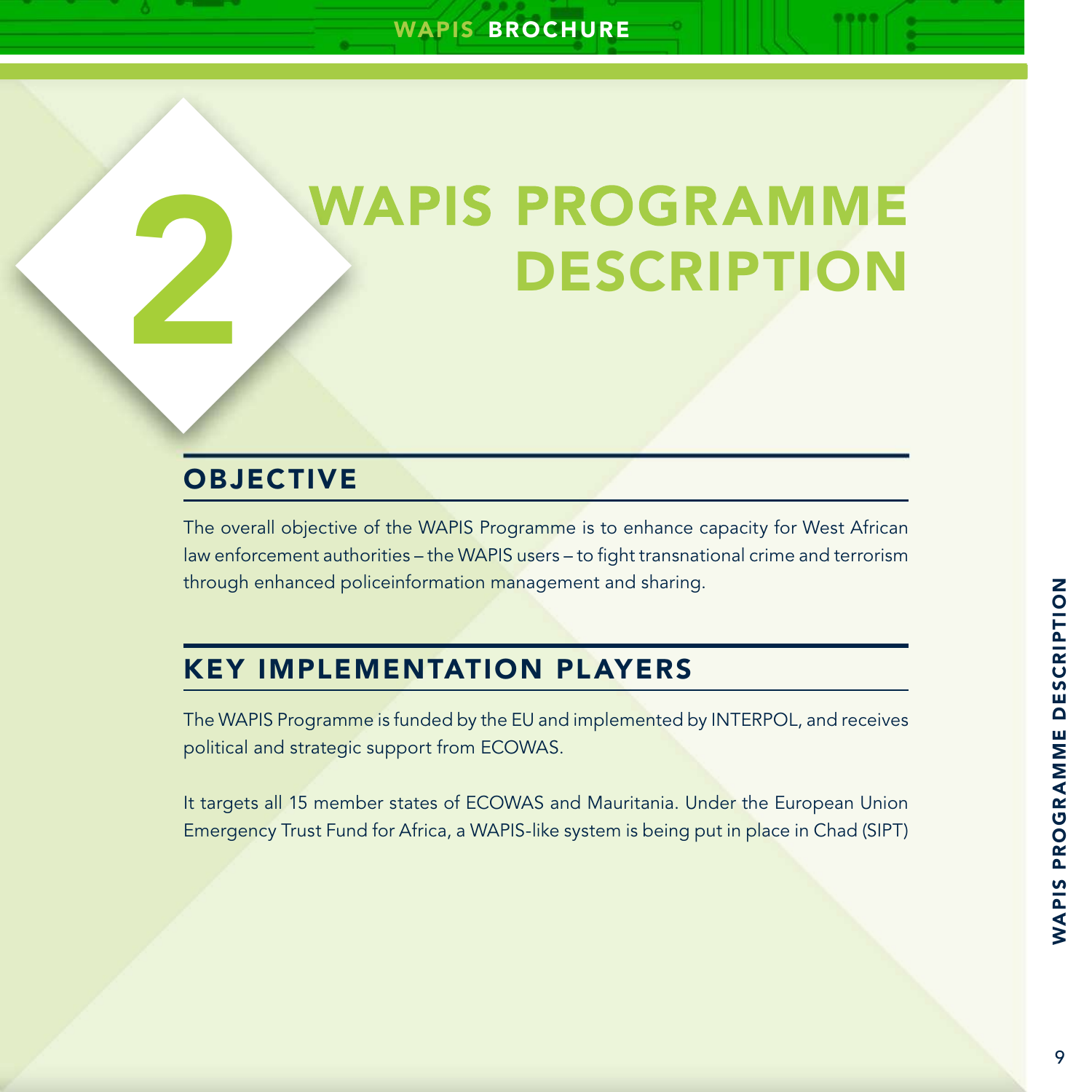# 2 WAPIS PROGRAMME DESCRIPTION

## OBJECTIVE

The overall objective of the WAPIS Programme is to enhance capacity for West African law enforcement authorities – the WAPIS users – to fight transnational crime and terrorism through enhanced policeinformation management and sharing.

## KEY IMPLEMENTATION PLAYERS

The WAPIS Programme is funded by the EU and implemented by INTERPOL, and receives political and strategic support from ECOWAS.

It targets all 15 member states of ECOWAS and Mauritania. Under the European Union Emergency Trust Fund for Africa, a WAPIS-like system is being put in place in Chad (SIPT)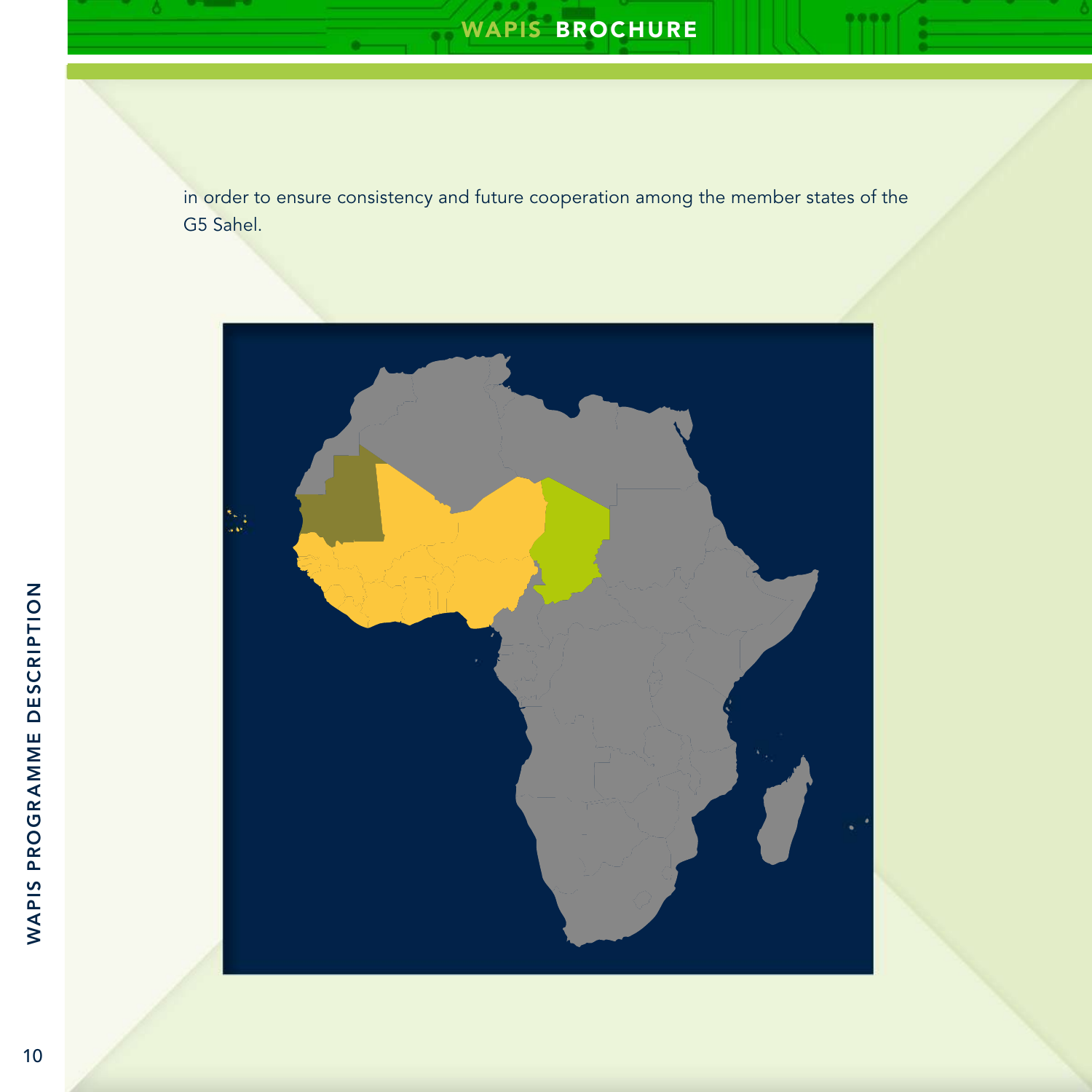in order to ensure consistency and future cooperation among the member states of the G5 Sahel.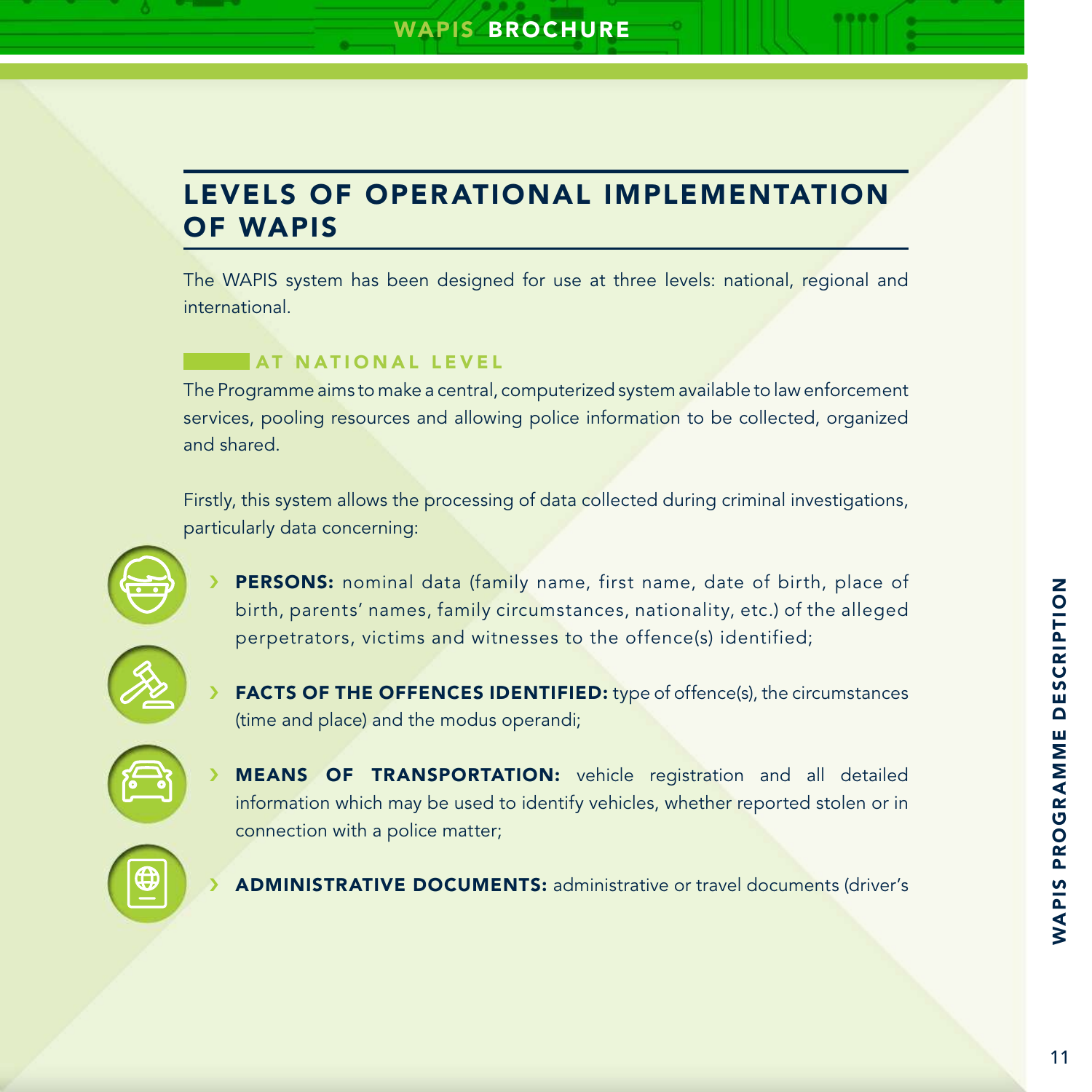## LEVELS OF OPERATIONAL IMPLEMENTATION OF WAPIS

The WAPIS system has been designed for use at three levels: national, regional and international.

### AT NATIONAL LEVEL

The Programme aims to make a central, computerized system available to law enforcement services, pooling resources and allowing police information to be collected, organized and shared.

Firstly, this system allows the processing of data collected during criminal investigations, particularly data concerning:

- **PERSONS:** nominal data (family name, first name, date of birth, place of birth, parents' names, family circumstances, nationality, etc.) of the alleged perpetrators, victims and witnesses to the offence(s) identified;
- **FACTS OF THE OFFENCES IDENTIFIED:** type of offence(s), the circumstances (time and place) and the modus operandi;
- **MEANS OF TRANSPORTATION:** vehicle registration and all detailed information which may be used to identify vehicles, whether reported stolen or in connection with a police matter;
- **ADMINISTRATIVE DOCUMENTS:** administrative or travel documents (driver's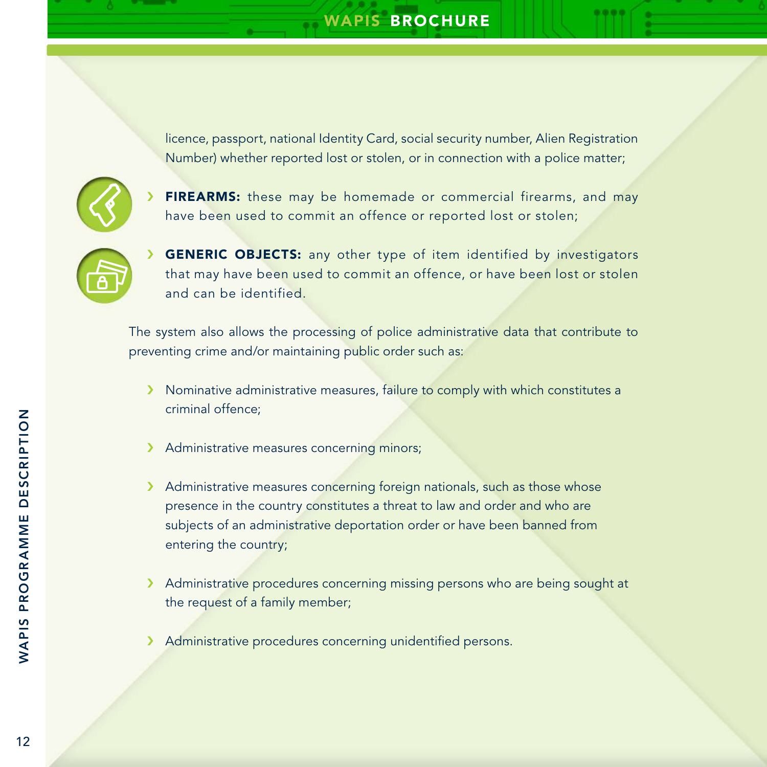licence, passport, national Identity Card, social security number, Alien Registration Number) whether reported lost or stolen, or in connection with a police matter;

- **FIREARMS:** these may be homemade or commercial firearms, and may have been used to commit an offence or reported lost or stolen;
- **GENERIC OBJECTS:** any other type of item identified by investigators that may have been used to commit an offence, or have been lost or stolen and can be identified.

The system also allows the processing of police administrative data that contribute to preventing crime and/or maintaining public order such as:

- Nominative administrative measures, failure to comply with which constitutes a criminal offence;
- Administrative measures concerning minors;
- Administrative measures concerning foreign nationals, such as those whose presence in the country constitutes a threat to law and order and who are subjects of an administrative deportation order or have been banned from entering the country;
- Administrative procedures concerning missing persons who are being sought at the request of a family member;
- Administrative procedures concerning unidentified persons.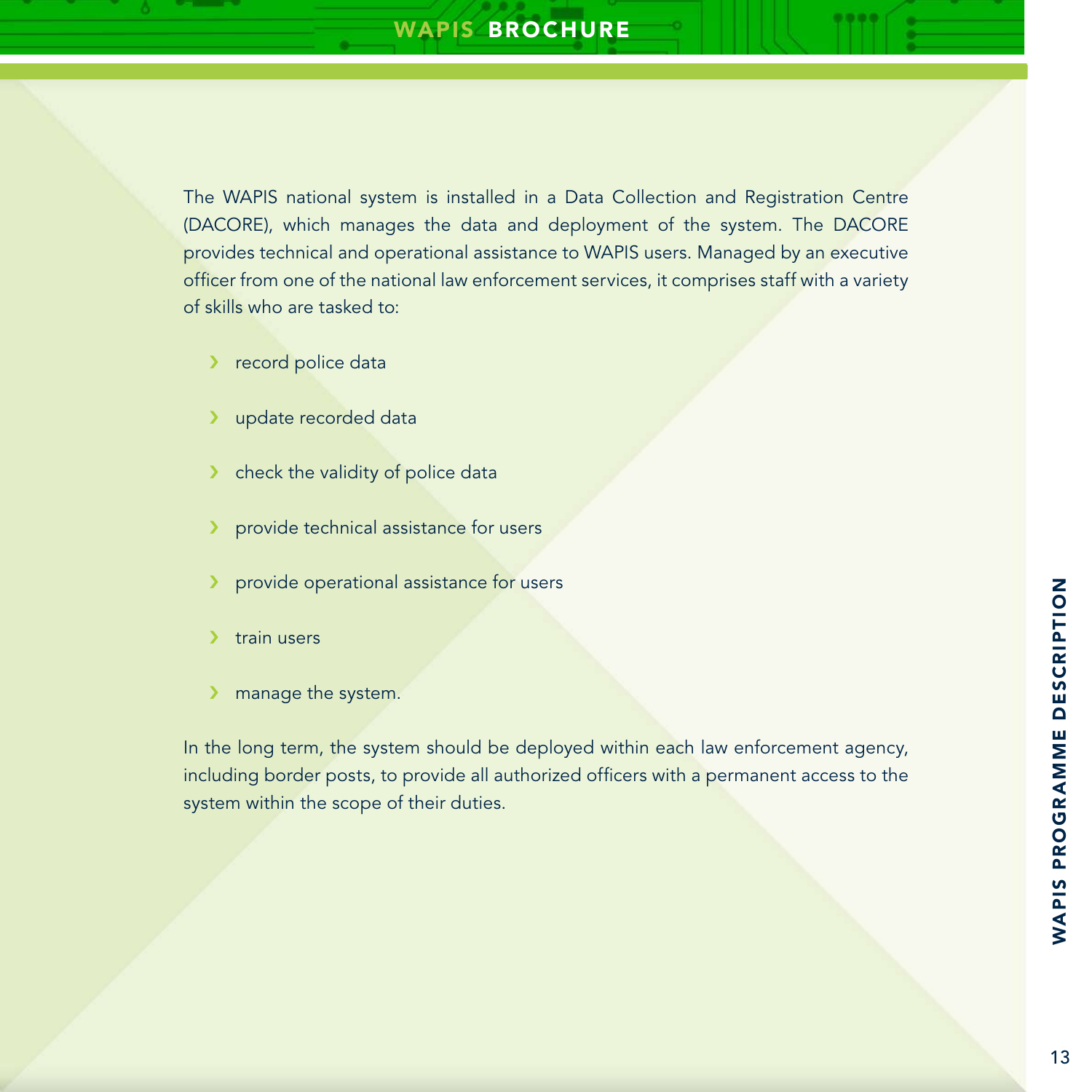The WAPIS national system is installed in a Data Collection and Registration Centre (DACORE), which manages the data and deployment of the system. The DACORE provides technical and operational assistance to WAPIS users. Managed by an executive officer from one of the national law enforcement services, it comprises staff with a variety of skills who are tasked to:

- record police data
- update recorded data
- check the validity of police data
- provide technical assistance for users
- provide operational assistance for users
- train users
- manage the system.

In the long term, the system should be deployed within each law enforcement agency, including border posts, to provide all authorized officers with a permanent access to the system within the scope of their duties.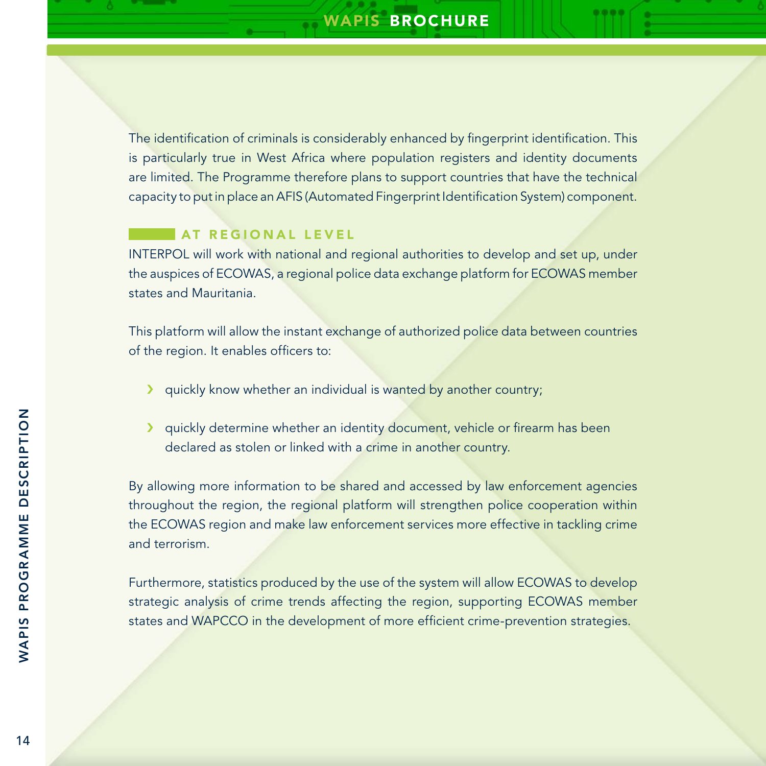The identification of criminals is considerably enhanced by fingerprint identification. This is particularly true in West Africa where population registers and identity documents are limited. The Programme therefore plans to support countries that have the technical capacity to put in place an AFIS (Automated Fingerprint Identification System) component.

## AT REGIONAL LEVEL

INTERPOL will work with national and regional authorities to develop and set up, under the auspices of ECOWAS, a regional police data exchange platform for ECOWAS member states and Mauritania.

This platform will allow the instant exchange of authorized police data between countries of the region. It enables officers to:

- quickly know whether an individual is wanted by another country;
- quickly determine whether an identity document, vehicle or firearm has been declared as stolen or linked with a crime in another country.

By allowing more information to be shared and accessed by law enforcement agencies throughout the region, the regional platform will strengthen police cooperation within the ECOWAS region and make law enforcement services more effective in tackling crime and terrorism.

Furthermore, statistics produced by the use of the system will allow ECOWAS to develop strategic analysis of crime trends affecting the region, supporting ECOWAS member states and WAPCCO in the development of more efficient crime-prevention strategies.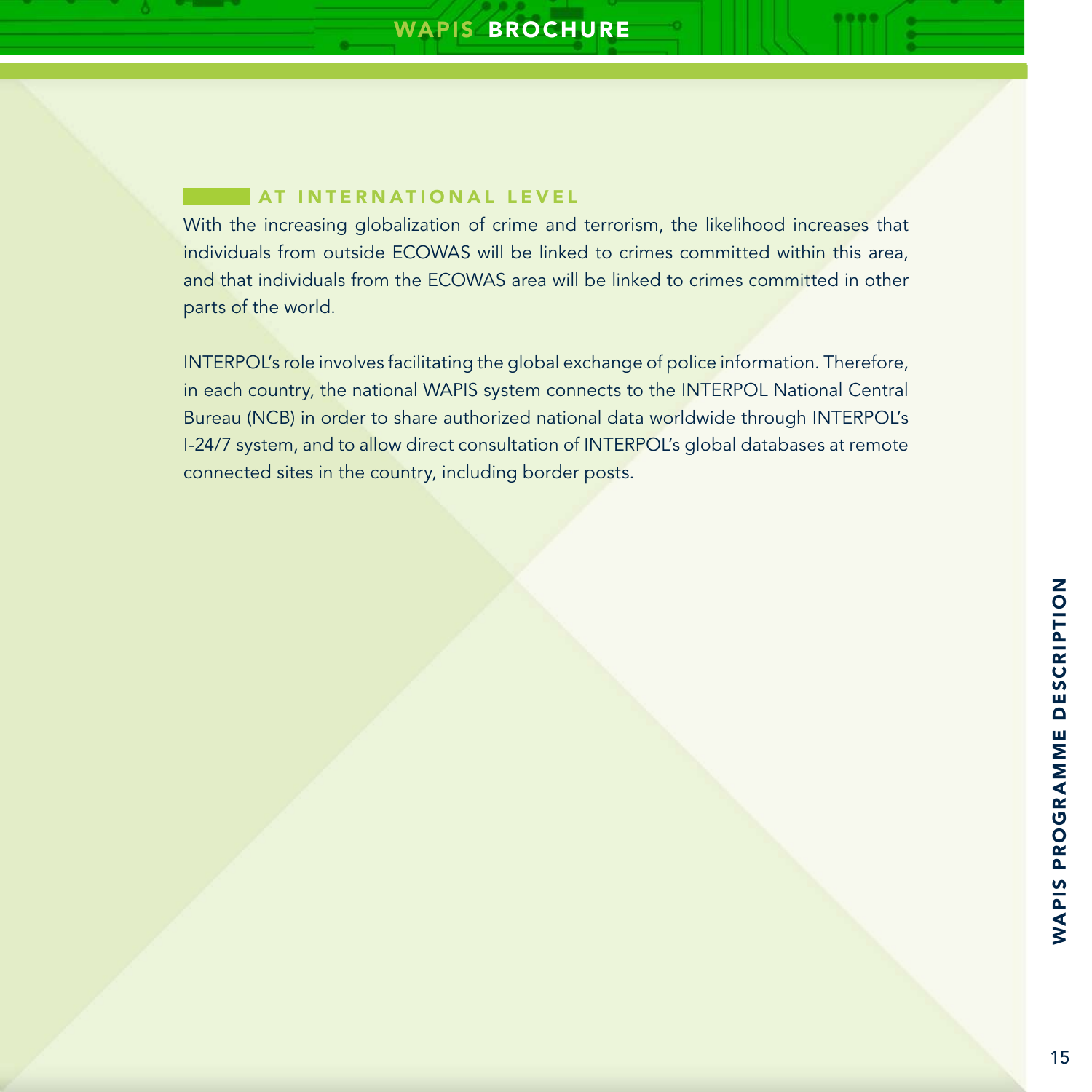## AT INTERNATIONAL LEVEL

With the increasing globalization of crime and terrorism, the likelihood increases that individuals from outside ECOWAS will be linked to crimes committed within this area, and that individuals from the ECOWAS area will be linked to crimes committed in other parts of the world.

INTERPOL's role involves facilitating the global exchange of police information. Therefore, in each country, the national WAPIS system connects to the INTERPOL National Central Bureau (NCB) in order to share authorized national data worldwide through INTERPOL's I-24/7 system, and to allow direct consultation of INTERPOL's global databases at remote connected sites in the country, including border posts.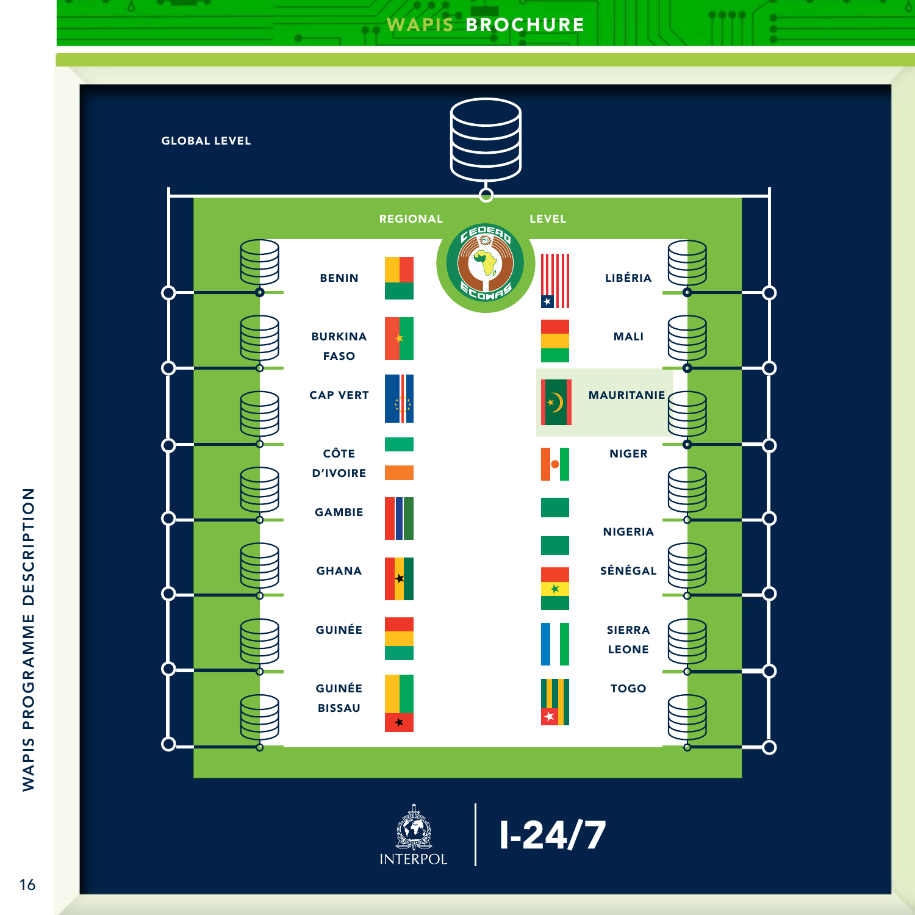GLOBAL LEVEL

REGIONAL LEVEL

BENIN

BURKINA FASO

CAP VERT

CÔTE D'IVOIRE

GAMBIE

GHANA

GUINÉE

GUINÉE BISSAU

LIBÉRIA

MALI

MAURITANIE

NIGER

NIGERIA

SÉNÉGAL

SIERRA LEONE

TOGO

INTERPOL

I-24/7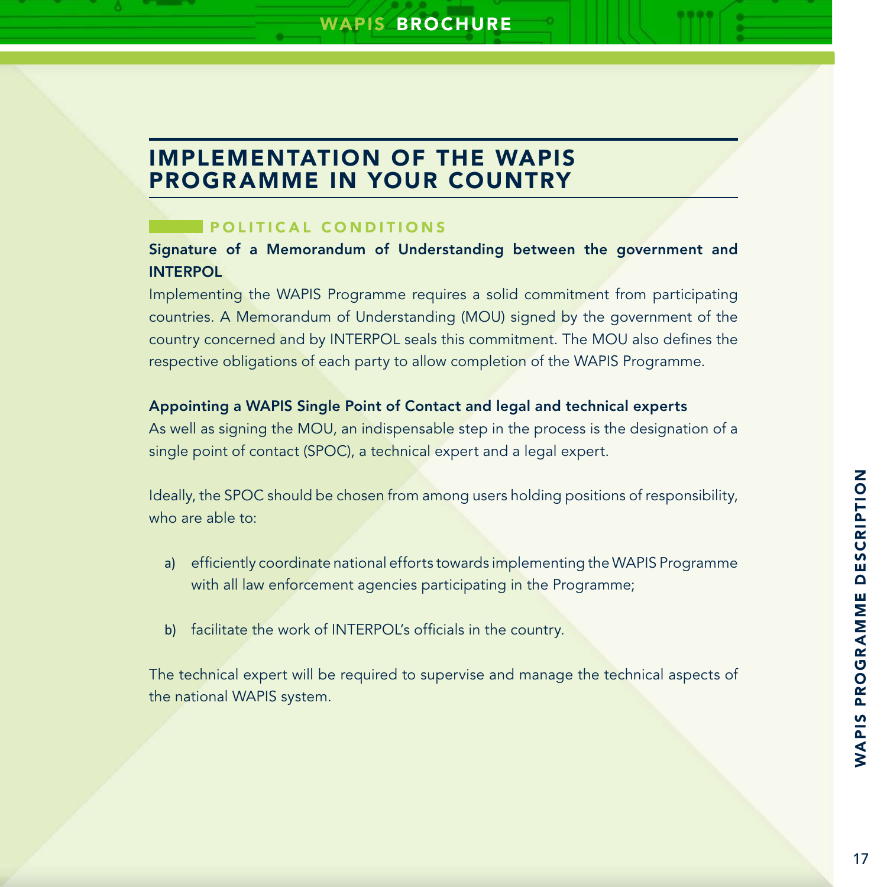# IMPLEMENTATION OF THE WAPIS PROGRAMME IN YOUR COUNTRY

## POLITICAL CONDITIONS

**Signature of a Memorandum of Understanding between the government and INTERPOL**

Implementing the WAPIS Programme requires a solid commitment from participating countries. A Memorandum of Understanding (MOU) signed by the government of the country concerned and by INTERPOL seals this commitment. The MOU also defines the respective obligations of each party to allow completion of the WAPIS Programme.

**Appointing a WAPIS Single Point of Contact and legal and technical experts**

As well as signing the MOU, an indispensable step in the process is the designation of a single point of contact (SPOC), a technical expert and a legal expert.

Ideally, the SPOC should be chosen from among users holding positions of responsibility, who are able to:

a) efficiently coordinate national efforts towards implementing the WAPIS Programme with all law enforcement agencies participating in the Programme;

b) facilitate the work of INTERPOL's officials in the country.

The technical expert will be required to supervise and manage the technical aspects of the national WAPIS system.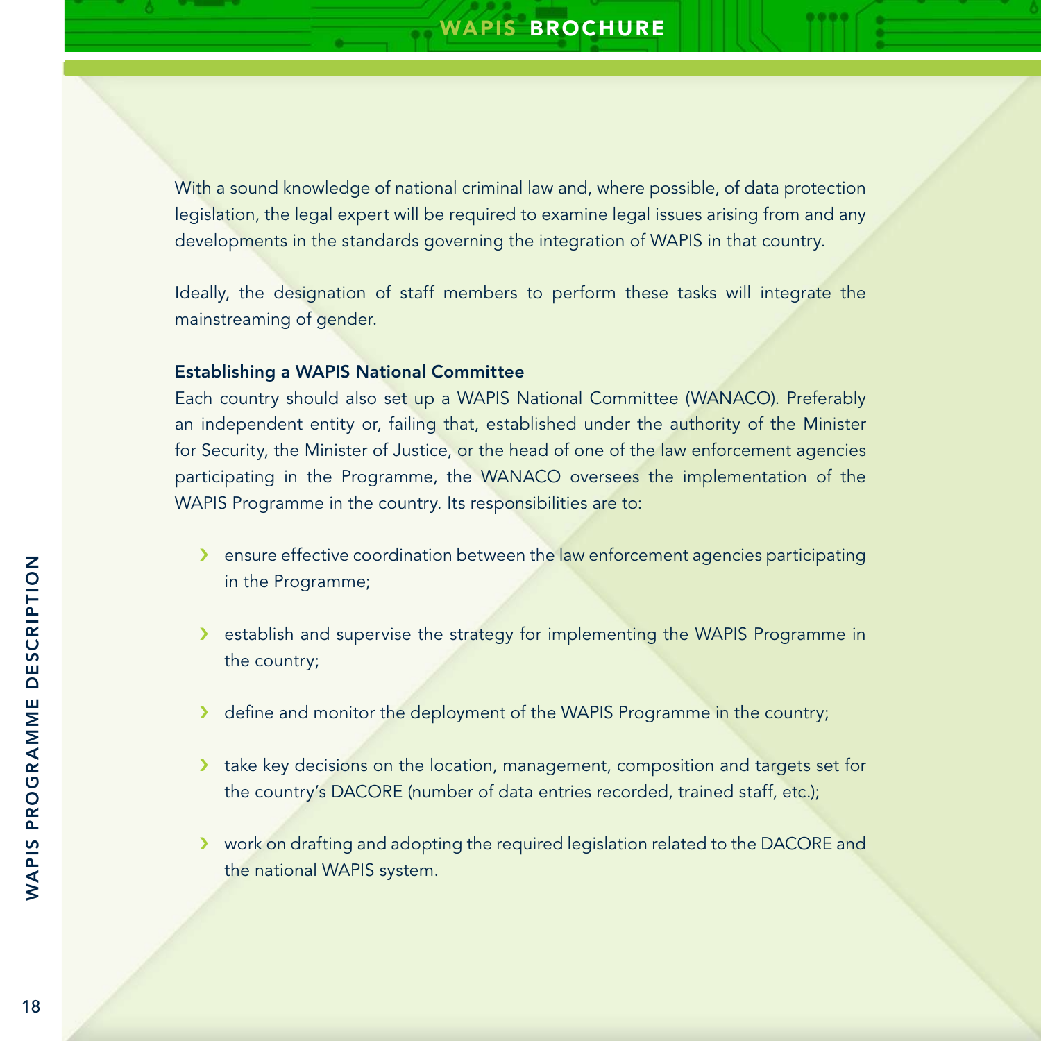With a sound knowledge of national criminal law and, where possible, of data protection legislation, the legal expert will be required to examine legal issues arising from and any developments in the standards governing the integration of WAPIS in that country.

Ideally, the designation of staff members to perform these tasks will integrate the mainstreaming of gender.

**Establishing a WAPIS National Committee**

Each country should also set up a WAPIS National Committee (WANACO). Preferably an independent entity or, failing that, established under the authority of the Minister for Security, the Minister of Justice, or the head of one of the law enforcement agencies participating in the Programme, the WANACO oversees the implementation of the WAPIS Programme in the country. Its responsibilities are to:

- ensure effective coordination between the law enforcement agencies participating in the Programme;
- establish and supervise the strategy for implementing the WAPIS Programme in the country;
- define and monitor the deployment of the WAPIS Programme in the country;
- take key decisions on the location, management, composition and targets set for the country's DACORE (number of data entries recorded, trained staff, etc.);
- work on drafting and adopting the required legislation related to the DACORE and the national WAPIS system.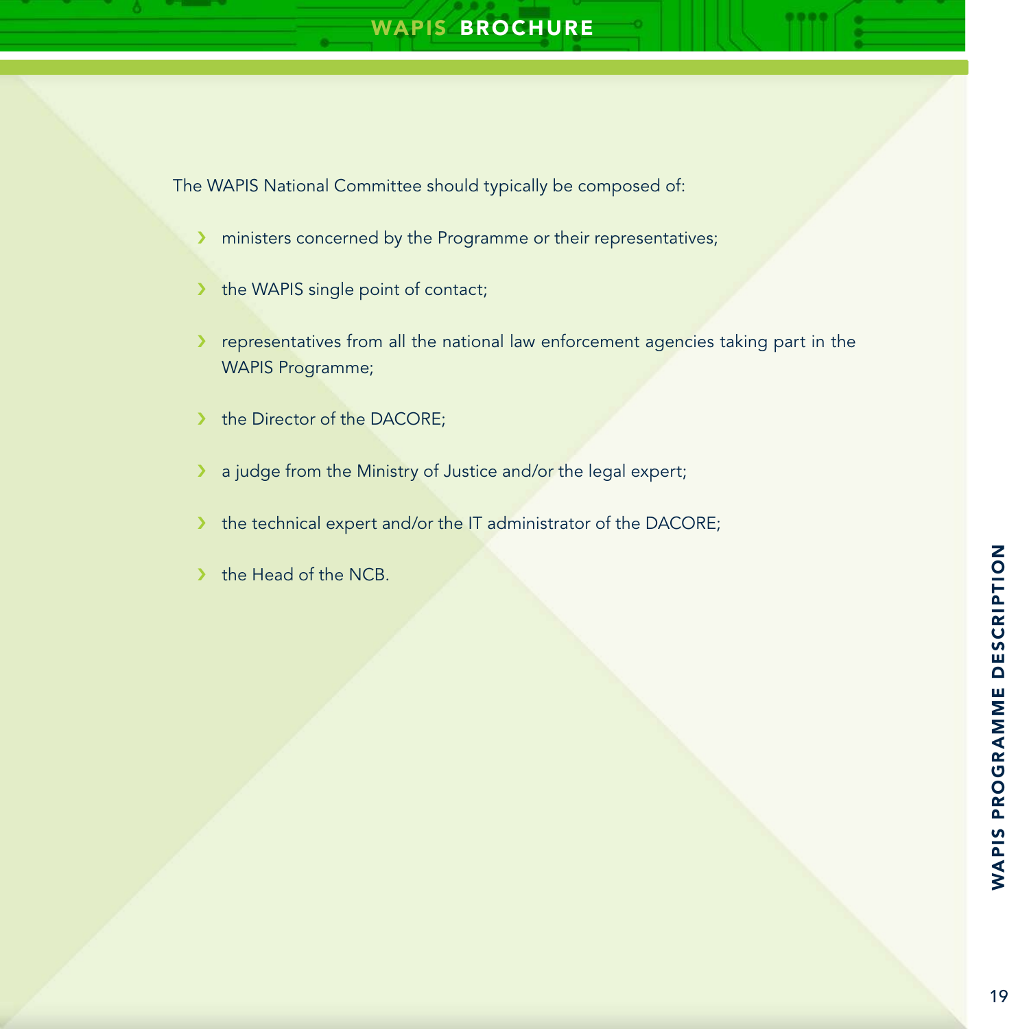The WAPIS National Committee should typically be composed of:

- ministers concerned by the Programme or their representatives;
- the WAPIS single point of contact;
- representatives from all the national law enforcement agencies taking part in the WAPIS Programme;
- the Director of the DACORE;
- a judge from the Ministry of Justice and/or the legal expert;
- the technical expert and/or the IT administrator of the DACORE;
- the Head of the NCB.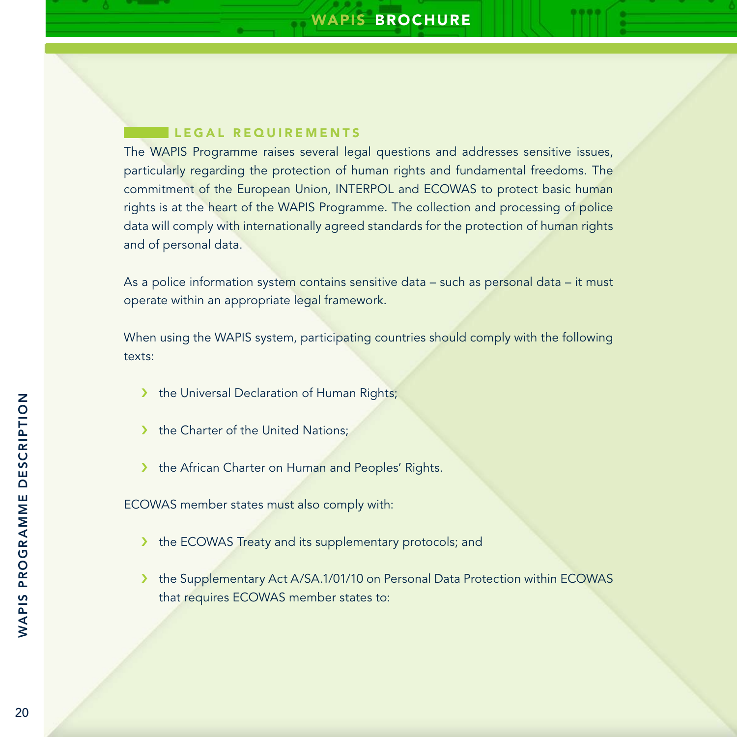## LEGAL REQUIREMENTS

The WAPIS Programme raises several legal questions and addresses sensitive issues, particularly regarding the protection of human rights and fundamental freedoms. The commitment of the European Union, INTERPOL and ECOWAS to protect basic human rights is at the heart of the WAPIS Programme. The collection and processing of police data will comply with internationally agreed standards for the protection of human rights and of personal data.

As a police information system contains sensitive data – such as personal data – it must operate within an appropriate legal framework.

When using the WAPIS system, participating countries should comply with the following texts:

- the Universal Declaration of Human Rights;
- the Charter of the United Nations;
- the African Charter on Human and Peoples' Rights.

ECOWAS member states must also comply with:

- the ECOWAS Treaty and its supplementary protocols; and
- the Supplementary Act A/SA.1/01/10 on Personal Data Protection within ECOWAS that requires ECOWAS member states to: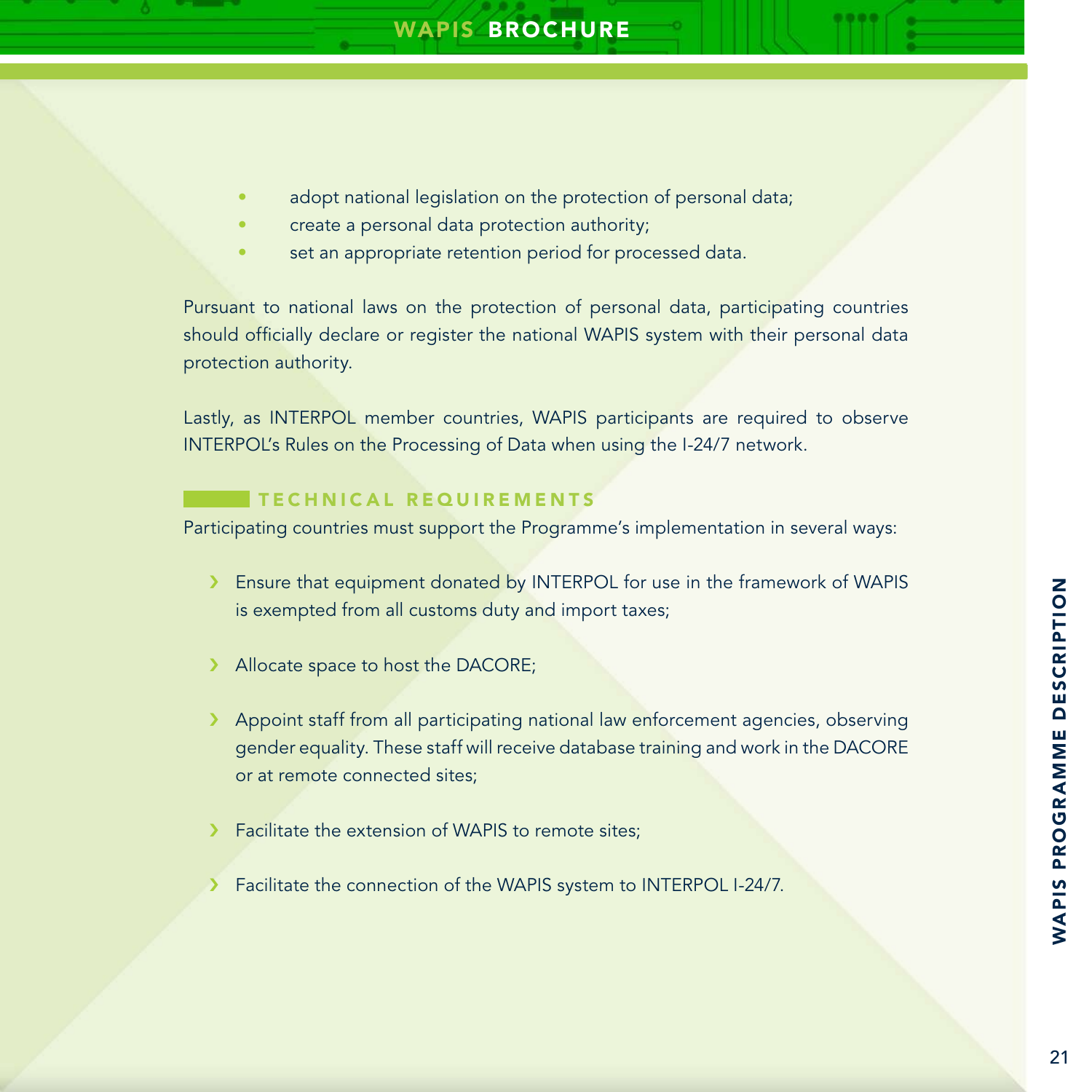- adopt national legislation on the protection of personal data;
- create a personal data protection authority;
- set an appropriate retention period for processed data.

Pursuant to national laws on the protection of personal data, participating countries should officially declare or register the national WAPIS system with their personal data protection authority.

Lastly, as INTERPOL member countries, WAPIS participants are required to observe INTERPOL's Rules on the Processing of Data when using the I-24/7 network.

## TECHNICAL REQUIREMENTS

Participating countries must support the Programme's implementation in several ways:

- Ensure that equipment donated by INTERPOL for use in the framework of WAPIS is exempted from all customs duty and import taxes;
- Allocate space to host the DACORE;
- Appoint staff from all participating national law enforcement agencies, observing gender equality. These staff will receive database training and work in the DACORE or at remote connected sites;
- Facilitate the extension of WAPIS to remote sites;
- Facilitate the connection of the WAPIS system to INTERPOL I-24/7.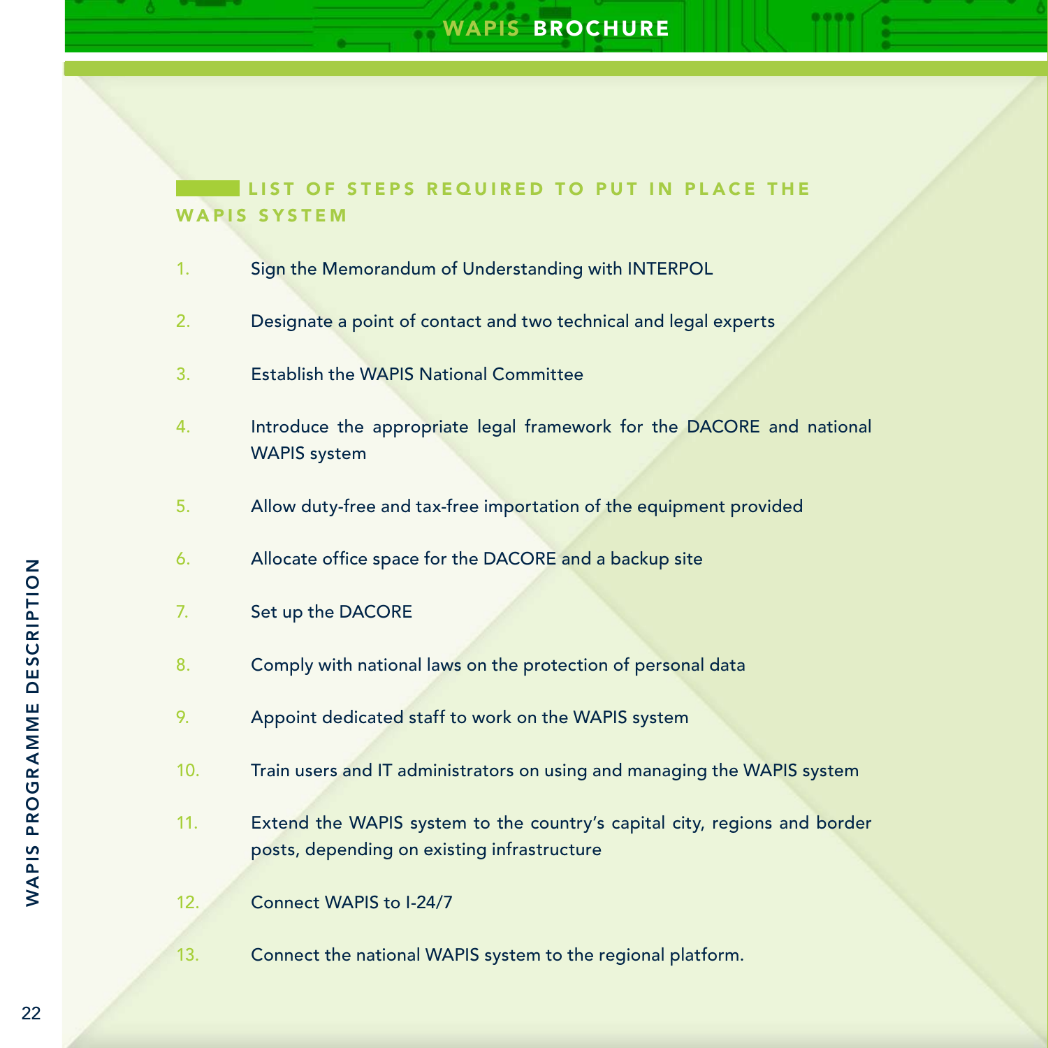## LIST OF STEPS REQUIRED TO PUT IN PLACE THE WAPIS SYSTEM

1. Sign the Memorandum of Understanding with INTERPOL
2. Designate a point of contact and two technical and legal experts
3. Establish the WAPIS National Committee
4. Introduce the appropriate legal framework for the DACORE and national WAPIS system
5. Allow duty-free and tax-free importation of the equipment provided
6. Allocate office space for the DACORE and a backup site
7. Set up the DACORE
8. Comply with national laws on the protection of personal data
9. Appoint dedicated staff to work on the WAPIS system
10. Train users and IT administrators on using and managing the WAPIS system
11. Extend the WAPIS system to the country's capital city, regions and border posts, depending on existing infrastructure
12. Connect WAPIS to I-24/7
13. Connect the national WAPIS system to the regional platform.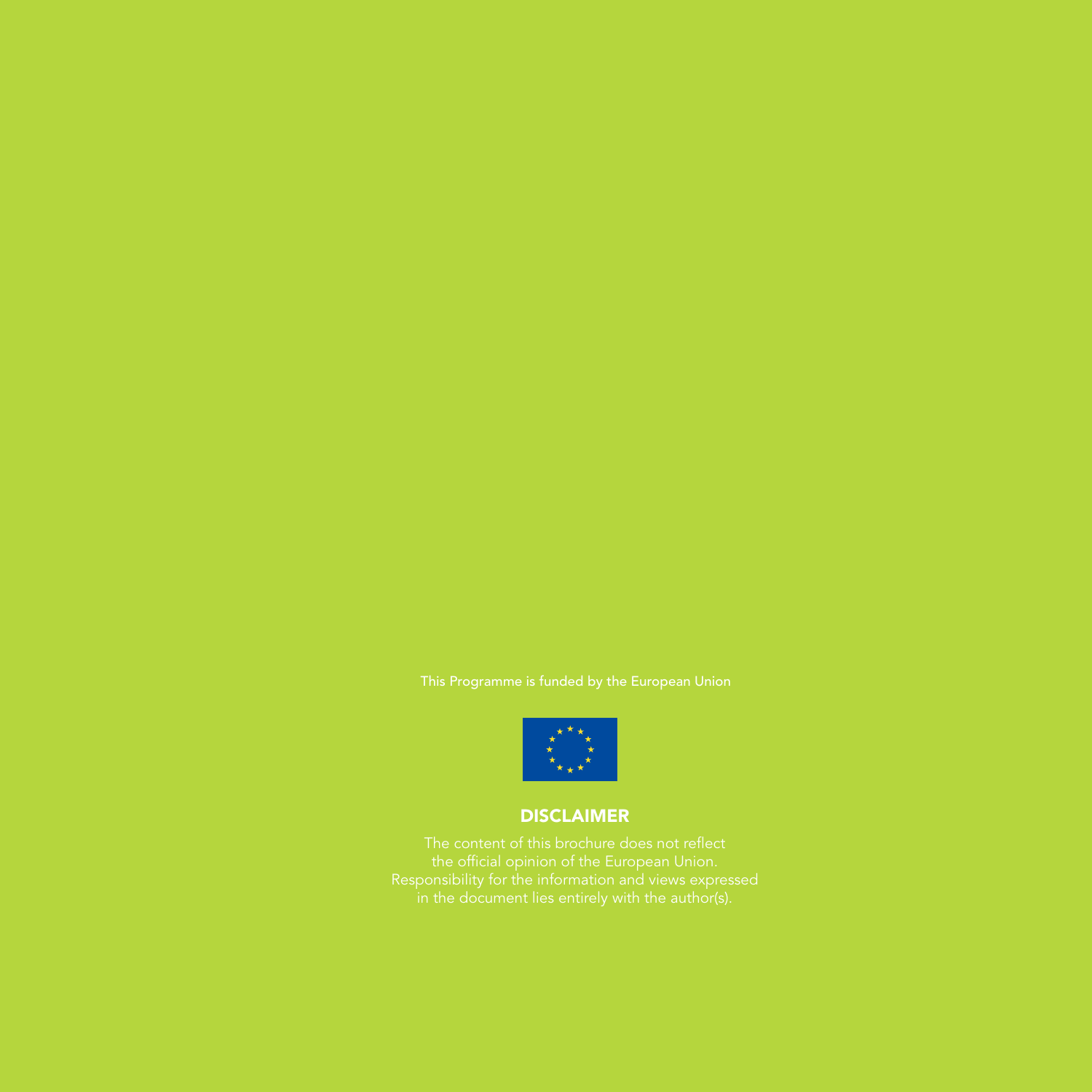This Programme is funded by the European Union

## DISCLAIMER

The content of this brochure does not reflect the official opinion of the European Union. Responsibility for the information and views expressed in the document lies entirely with the author(s).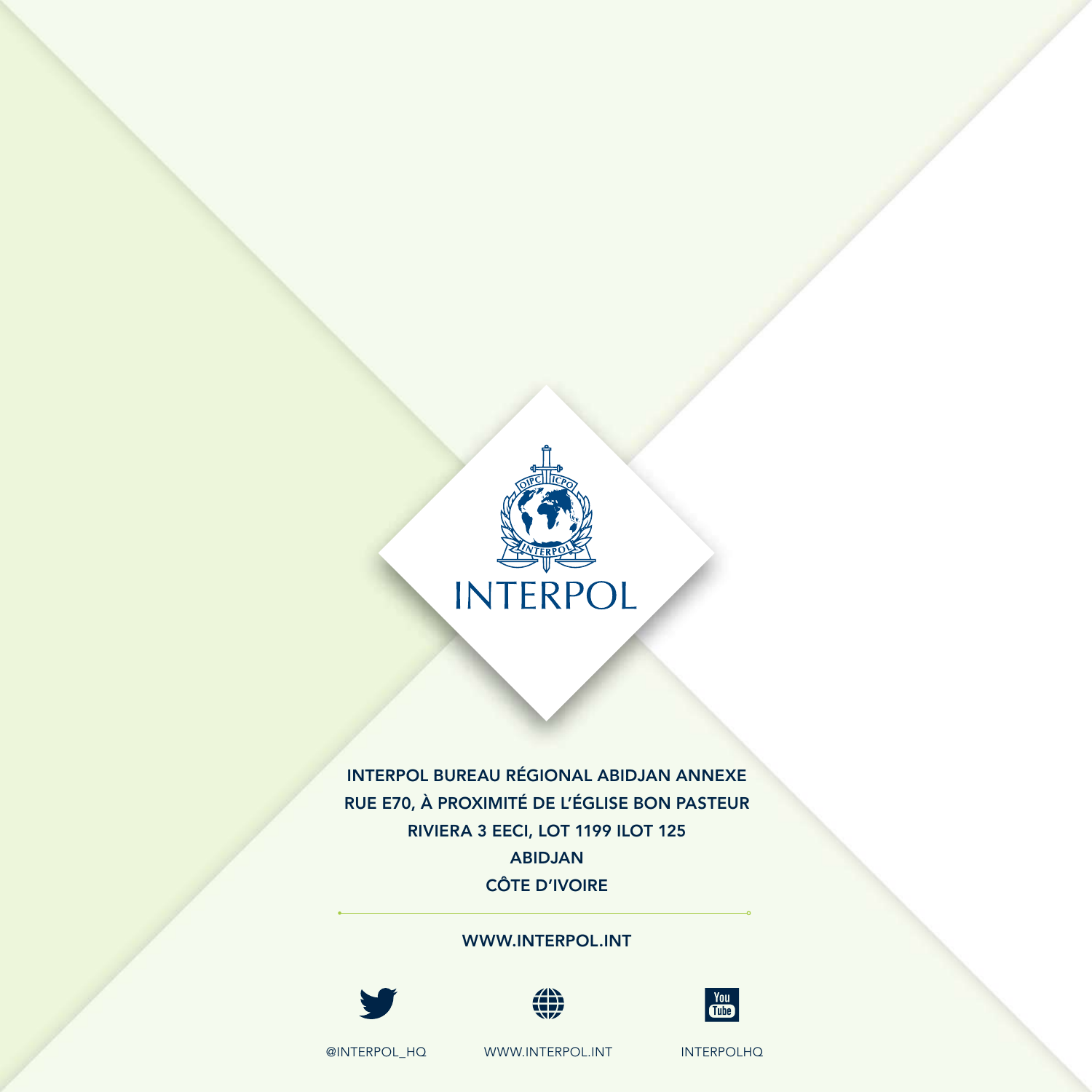INTERPOL

INTERPOL BUREAU RÉGIONAL ABIDJAN ANNEXE
RUE E70, À PROXIMITÉ DE L'ÉGLISE BON PASTEUR
RIVIERA 3 EECI, LOT 1199 ILOT 125
ABIDJAN
CÔTE D'IVOIRE

WWW.INTERPOL.INT

@INTERPOL_HQ    WWW.INTERPOL.INT    INTERPOLHQ